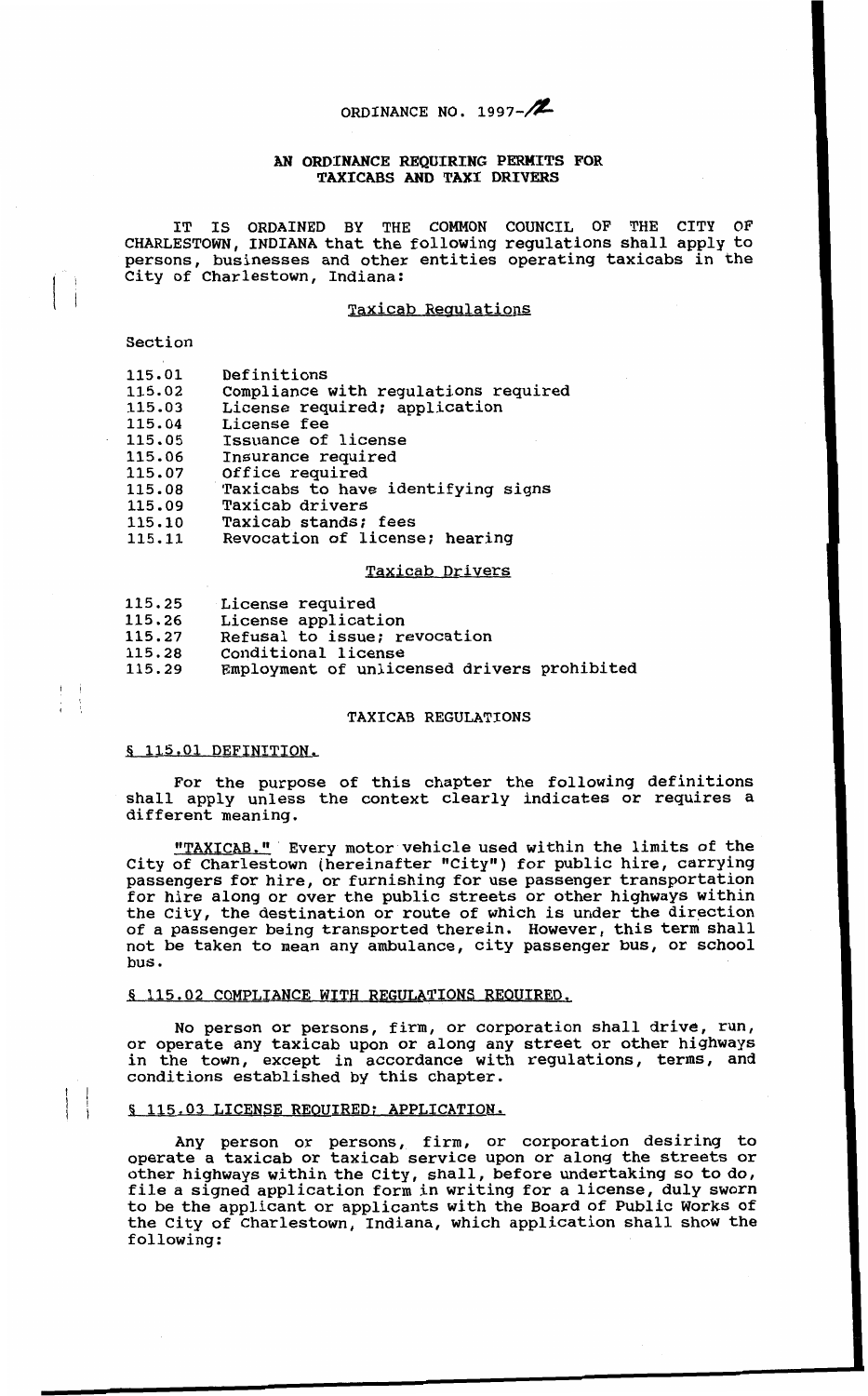ORDINANCE NO. 1997-12

# AN ORDINANCE REQUIRING PERMITS FOR TAXICABS AND TAXI DRIVERS

IT IS ORDAINED BY THE COMMON COUNCIL OF THE CITY OF CHARLESTOWN, INDIANA that the following regulations shall apply to persons, businesses and other entities operating taxicabs in the City of Charlestown, Indiana:

## Taxicab Regulations

Section

| | |
|---|---|
| 115.01 | Definitions |
| 115.02 | Compliance with regulations required |
| 115.03 | License required; application |
| 115.04 | License fee |
| 115.05 | Issuance of license |
| 115.06 | Insurance required |
| 115.07 | Office required |
| 115.08 | Taxicabs to have identifying signs |
| 115.09 | Taxicab drivers |
| 115.10 | Taxicab stands; fees |
| 115.11 | Revocation of license; hearing |

## Taxicab Drivers

| | |
|---|---|
| 115.25 | License required |
| 115.26 | License application |
| 115.27 | Refusal to issue; revocation |
| 115.28 | Conditional license |
| 115.29 | Employment of unlicensed drivers prohibited |

## TAXICAB REGULATIONS

### § 115.01 DEFINITION.

For the purpose of this chapter the following definitions shall apply unless the context clearly indicates or requires a different meaning.

"TAXICAB." Every motor vehicle used within the limits of the City of Charlestown (hereinafter "City") for public hire, carrying passengers for hire, or furnishing for use passenger transportation for hire along or over the public streets or other highways within the City, the destination or route of which is under the direction of a passenger being transported therein. However, this term shall not be taken to mean any ambulance, city passenger bus, or school bus.

### § 115.02 COMPLIANCE WITH REGULATIONS REQUIRED.

No person or persons, firm, or corporation shall drive, run, or operate any taxicab upon or along any street or other highways in the town, except in accordance with regulations, terms, and conditions established by this chapter.

### § 115.03 LICENSE REQUIRED; APPLICATION.

Any person or persons, firm, or corporation desiring to operate a taxicab or taxicab service upon or along the streets or other highways within the City, shall, before undertaking so to do, file a signed application form in writing for a license, duly sworn to be the applicant or applicants with the Board of Public Works of the City of Charlestown, Indiana, which application shall show the following: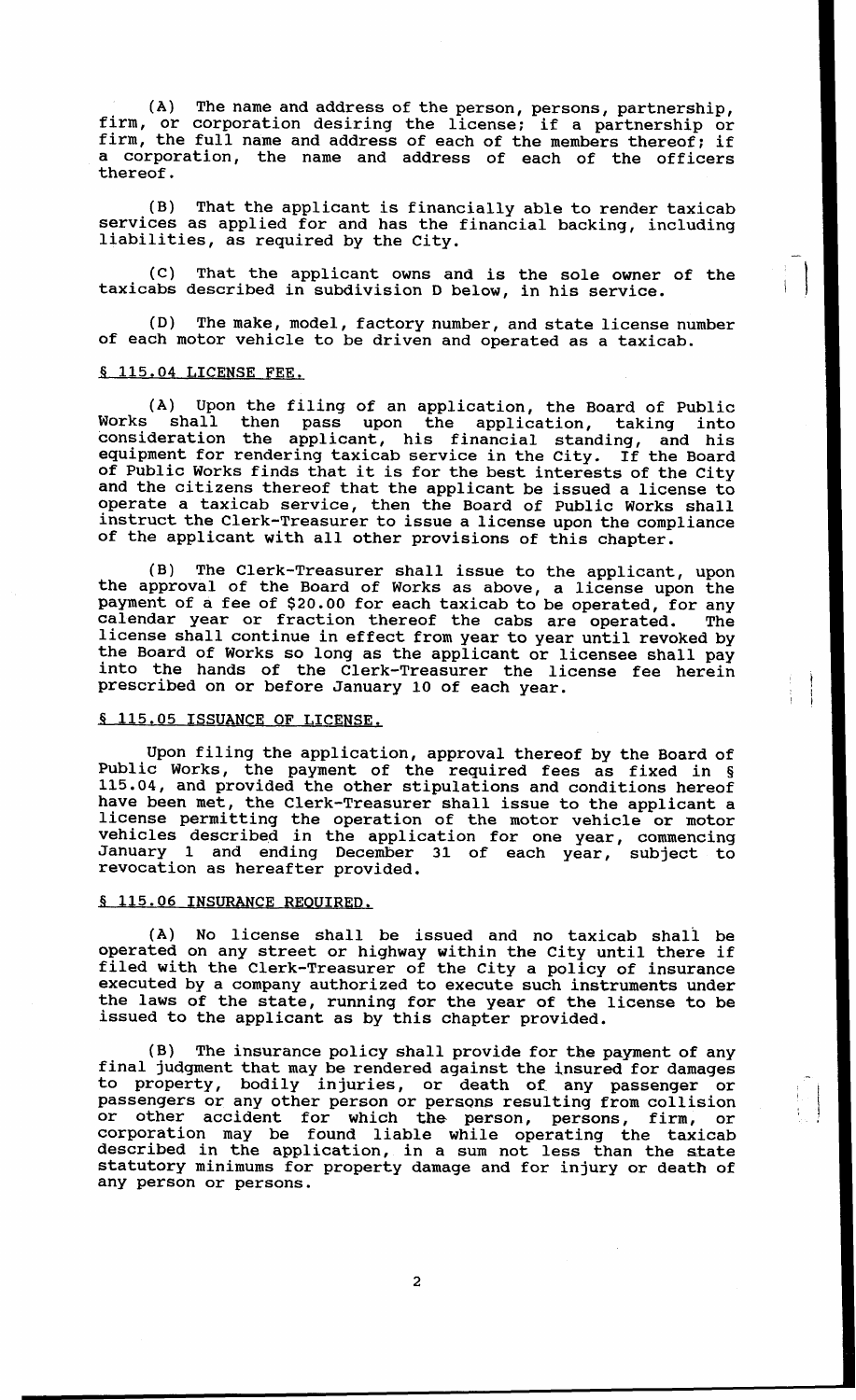(A) The name and address of the person, persons, partnership, firm, or corporation desiring the license; if a partnership or firm, the full name and address of each of the members thereof; if a corporation, the name and address of each of the officers thereof.

(B) That the applicant is financially able to render taxicab services as applied for and has the financial backing, including liabilities, as required by the City.

(C) That the applicant owns and is the sole owner of the taxicabs described in subdivision D below, in his service.

(D) The make, model, factory number, and state license number of each motor vehicle to be driven and operated as a taxicab.

## § 115.04 LICENSE FEE.

(A) Upon the filing of an application, the Board of Public Works shall then pass upon the application, taking into consideration the applicant, his financial standing, and his equipment for rendering taxicab service in the City. If the Board of Public Works finds that it is for the best interests of the City and the citizens thereof that the applicant be issued a license to operate a taxicab service, then the Board of Public Works shall instruct the Clerk-Treasurer to issue a license upon the compliance of the applicant with all other provisions of this chapter.

(B) The Clerk-Treasurer shall issue to the applicant, upon the approval of the Board of Works as above, a license upon the payment of a fee of $20.00 for each taxicab to be operated, for any calendar year or fraction thereof the cabs are operated. The license shall continue in effect from year to year until revoked by the Board of Works so long as the applicant or licensee shall pay into the hands of the Clerk-Treasurer the license fee herein prescribed on or before January 10 of each year.

## § 115.05 ISSUANCE OF LICENSE.

Upon filing the application, approval thereof by the Board of Public Works, the payment of the required fees as fixed in § 115.04, and provided the other stipulations and conditions hereof have been met, the Clerk-Treasurer shall issue to the applicant a license permitting the operation of the motor vehicle or motor vehicles described in the application for one year, commencing January 1 and ending December 31 of each year, subject to revocation as hereafter provided.

## § 115.06 INSURANCE REQUIRED.

(A) No license shall be issued and no taxicab shall be operated on any street or highway within the City until there if filed with the Clerk-Treasurer of the City a policy of insurance executed by a company authorized to execute such instruments under the laws of the state, running for the year of the license to be issued to the applicant as by this chapter provided.

(B) The insurance policy shall provide for the payment of any final judgment that may be rendered against the insured for damages to property, bodily injuries, or death of any passenger or passengers or any other person or persons resulting from collision or other accident for which the person, persons, firm, or corporation may be found liable while operating the taxicab described in the application, in a sum not less than the state statutory minimums for property damage and for injury or death of any person or persons.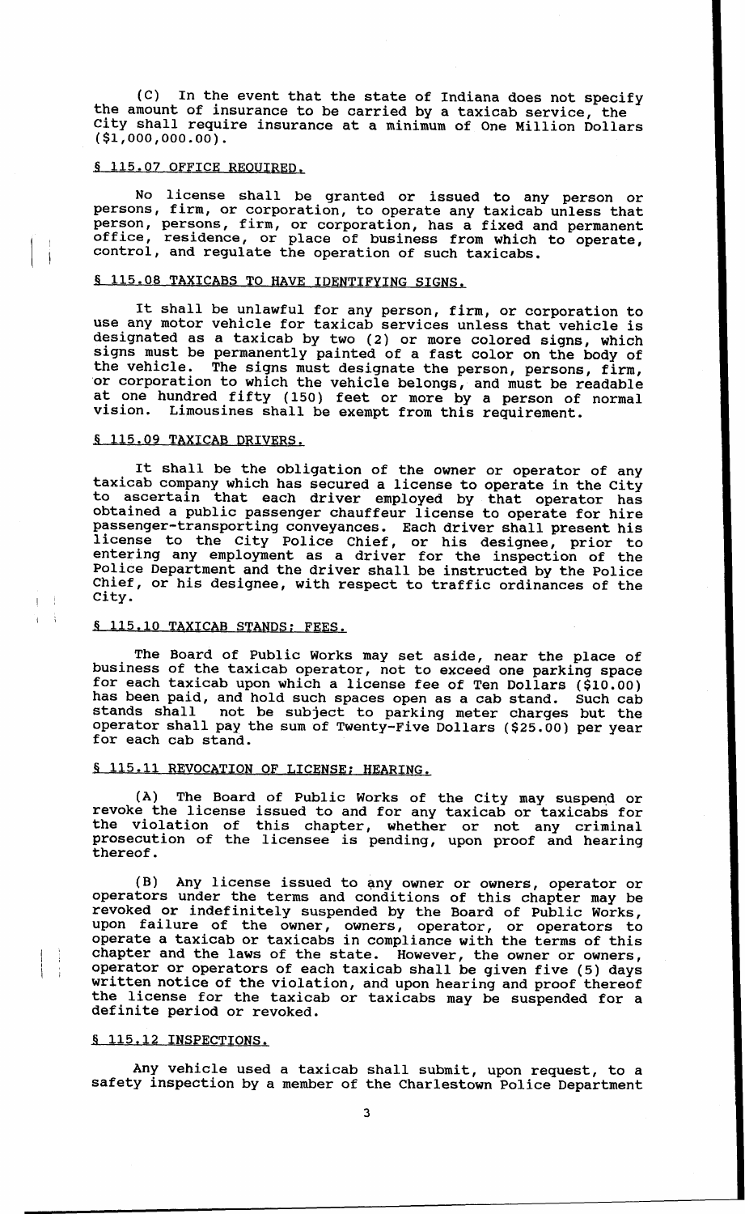(C) In the event that the state of Indiana does not specify the amount of insurance to be carried by a taxicab service, the City shall require insurance at a minimum of One Million Dollars ($1,000,000.00).

## § 115.07 OFFICE REQUIRED.

No license shall be granted or issued to any person or persons, firm, or corporation, to operate any taxicab unless that person, persons, firm, or corporation, has a fixed and permanent office, residence, or place of business from which to operate, control, and regulate the operation of such taxicabs.

## § 115.08 TAXICABS TO HAVE IDENTIFYING SIGNS.

It shall be unlawful for any person, firm, or corporation to use any motor vehicle for taxicab services unless that vehicle is designated as a taxicab by two (2) or more colored signs, which signs must be permanently painted of a fast color on the body of the vehicle. The signs must designate the person, persons, firm, or corporation to which the vehicle belongs, and must be readable at one hundred fifty (150) feet or more by a person of normal vision. Limousines shall be exempt from this requirement.

## § 115.09 TAXICAB DRIVERS.

It shall be the obligation of the owner or operator of any taxicab company which has secured a license to operate in the City to ascertain that each driver employed by that operator has obtained a public passenger chauffeur license to operate for hire passenger-transporting conveyances. Each driver shall present his license to the City Police Chief, or his designee, prior to entering any employment as a driver for the inspection of the Police Department and the driver shall be instructed by the Police Chief, or his designee, with respect to traffic ordinances of the City.

## § 115.10 TAXICAB STANDS; FEES.

The Board of Public Works may set aside, near the place of business of the taxicab operator, not to exceed one parking space for each taxicab upon which a license fee of Ten Dollars ($10.00) has been paid, and hold such spaces open as a cab stand. Such cab stands shall not be subject to parking meter charges but the operator shall pay the sum of Twenty-Five Dollars ($25.00) per year for each cab stand.

## § 115.11 REVOCATION OF LICENSE; HEARING.

(A) The Board of Public Works of the City may suspend or revoke the license issued to and for any taxicab or taxicabs for the violation of this chapter, whether or not any criminal prosecution of the licensee is pending, upon proof and hearing thereof.

(B) Any license issued to any owner or owners, operator or operators under the terms and conditions of this chapter may be revoked or indefinitely suspended by the Board of Public Works, upon failure of the owner, owners, operator, or operators to operate a taxicab or taxicabs in compliance with the terms of this chapter and the laws of the state. However, the owner or owners, operator or operators of each taxicab shall be given five (5) days written notice of the violation, and upon hearing and proof thereof the license for the taxicab or taxicabs may be suspended for a definite period or revoked.

## § 115.12 INSPECTIONS.

Any vehicle used a taxicab shall submit, upon request, to a safety inspection by a member of the Charlestown Police Department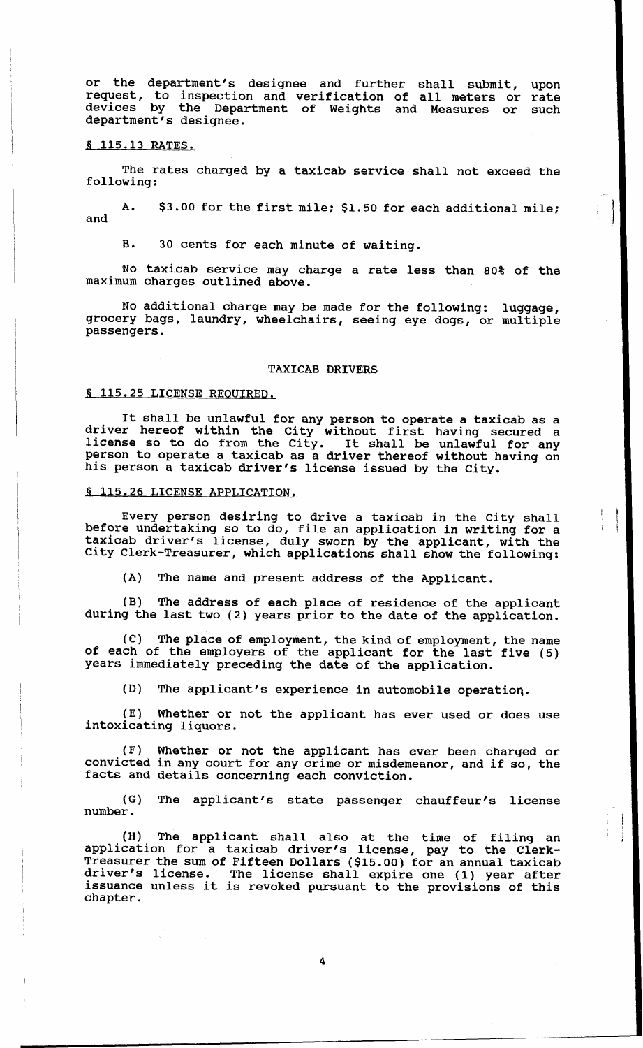or the department's designee and further shall submit, upon request, to inspection and verification of all meters or rate devices by the Department of Weights and Measures or such department's designee.

## § 115.13 RATES.

The rates charged by a taxicab service shall not exceed the following:

A. $3.00 for the first mile; $1.50 for each additional mile; and

B. 30 cents for each minute of waiting.

No taxicab service may charge a rate less than 80% of the maximum charges outlined above.

No additional charge may be made for the following: luggage, grocery bags, laundry, wheelchairs, seeing eye dogs, or multiple passengers.

# TAXICAB DRIVERS

## § 115.25 LICENSE REQUIRED.

It shall be unlawful for any person to operate a taxicab as a driver hereof within the City without first having secured a license so to do from the City. It shall be unlawful for any person to operate a taxicab as a driver thereof without having on his person a taxicab driver's license issued by the City.

## § 115.26 LICENSE APPLICATION.

Every person desiring to drive a taxicab in the City shall before undertaking so to do, file an application in writing for a taxicab driver's license, duly sworn by the applicant, with the City Clerk-Treasurer, which applications shall show the following:

(A) The name and present address of the Applicant.

(B) The address of each place of residence of the applicant during the last two (2) years prior to the date of the application.

(C) The place of employment, the kind of employment, the name of each of the employers of the applicant for the last five (5) years immediately preceding the date of the application.

(D) The applicant's experience in automobile operation.

(E) Whether or not the applicant has ever used or does use intoxicating liquors.

(F) Whether or not the applicant has ever been charged or convicted in any court for any crime or misdemeanor, and if so, the facts and details concerning each conviction.

(G) The applicant's state passenger chauffeur's license number.

(H) The applicant shall also at the time of filing an application for a taxicab driver's license, pay to the Clerk-Treasurer the sum of Fifteen Dollars ($15.00) for an annual taxicab driver's license. The license shall expire one (1) year after issuance unless it is revoked pursuant to the provisions of this chapter.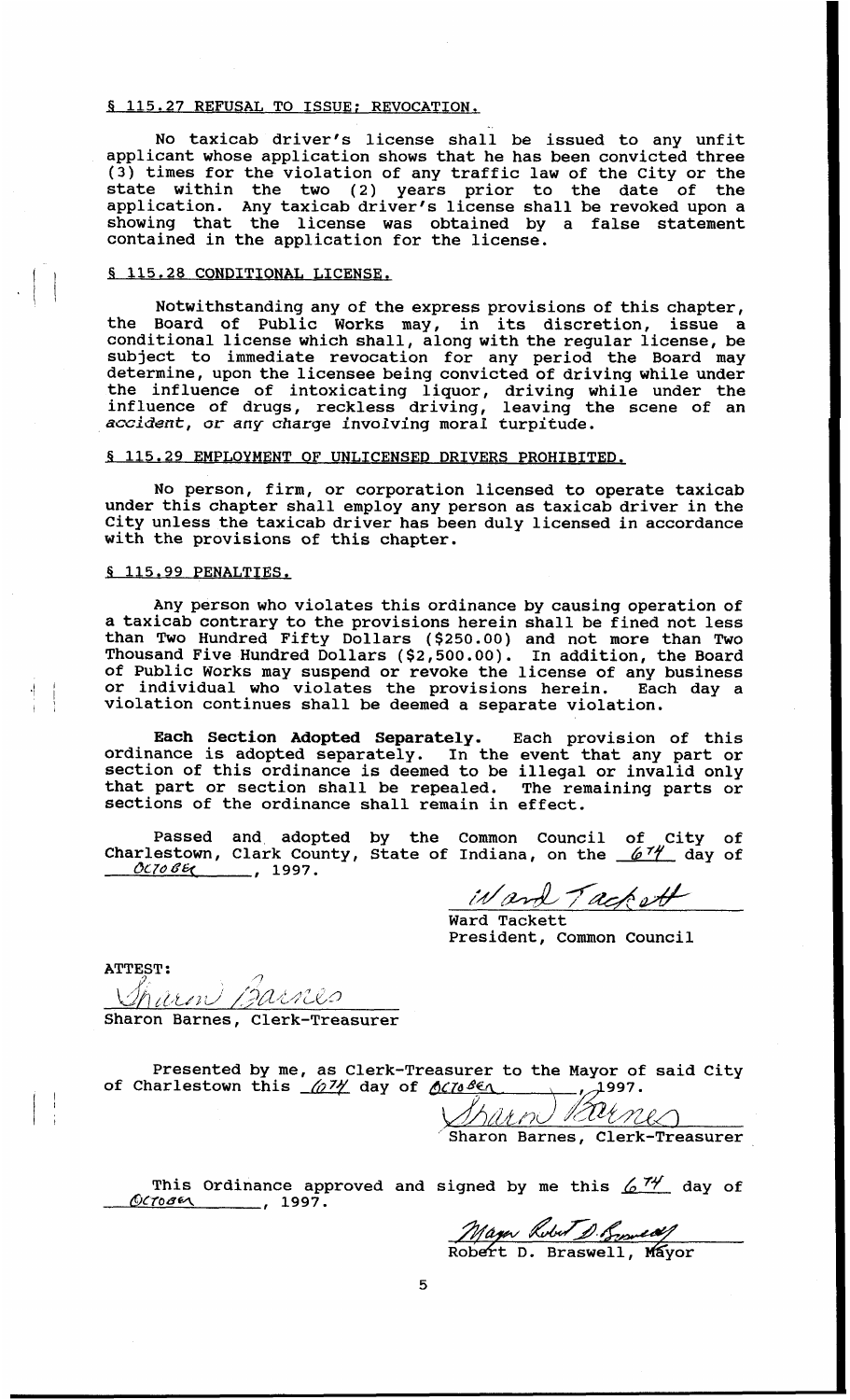## § 115.27 REFUSAL TO ISSUE; REVOCATION.

No taxicab driver's license shall be issued to any unfit applicant whose application shows that he has been convicted three (3) times for the violation of any traffic law of the City or the state within the two (2) years prior to the date of the application. Any taxicab driver's license shall be revoked upon a showing that the license was obtained by a false statement contained in the application for the license.

## § 115.28 CONDITIONAL LICENSE.

Notwithstanding any of the express provisions of this chapter, the Board of Public Works may, in its discretion, issue a conditional license which shall, along with the regular license, be subject to immediate revocation for any period the Board may determine, upon the licensee being convicted of driving while under the influence of intoxicating liquor, driving while under the influence of drugs, reckless driving, leaving the scene of an accident, or any charge involving moral turpitude.

## § 115.29 EMPLOYMENT OF UNLICENSED DRIVERS PROHIBITED.

No person, firm, or corporation licensed to operate taxicab under this chapter shall employ any person as taxicab driver in the City unless the taxicab driver has been duly licensed in accordance with the provisions of this chapter.

## § 115.99 PENALTIES.

Any person who violates this ordinance by causing operation of a taxicab contrary to the provisions herein shall be fined not less than Two Hundred Fifty Dollars ($250.00) and not more than Two Thousand Five Hundred Dollars ($2,500.00). In addition, the Board of Public Works may suspend or revoke the license of any business or individual who violates the provisions herein. Each day a violation continues shall be deemed a separate violation.

**Each Section Adopted Separately.** Each provision of this ordinance is adopted separately. In the event that any part or section of this ordinance is deemed to be illegal or invalid only that part or section shall be repealed. The remaining parts or sections of the ordinance shall remain in effect.

Passed and adopted by the Common Council of City of Charlestown, Clark County, State of Indiana, on the 6TH day of OCTOBER, 1997.

Ward Tackett
Ward Tackett
President, Common Council

ATTEST:

Sharon Barnes
Sharon Barnes, Clerk-Treasurer

Presented by me, as Clerk-Treasurer to the Mayor of said City of Charlestown this 6TH day of OCTOBER, 1997.

Sharon Barnes
Sharon Barnes, Clerk-Treasurer

This Ordinance approved and signed by me this 6TH day of OCTOBER, 1997.

Mayor Robert D. Braswell
Robert D. Braswell, Mayor